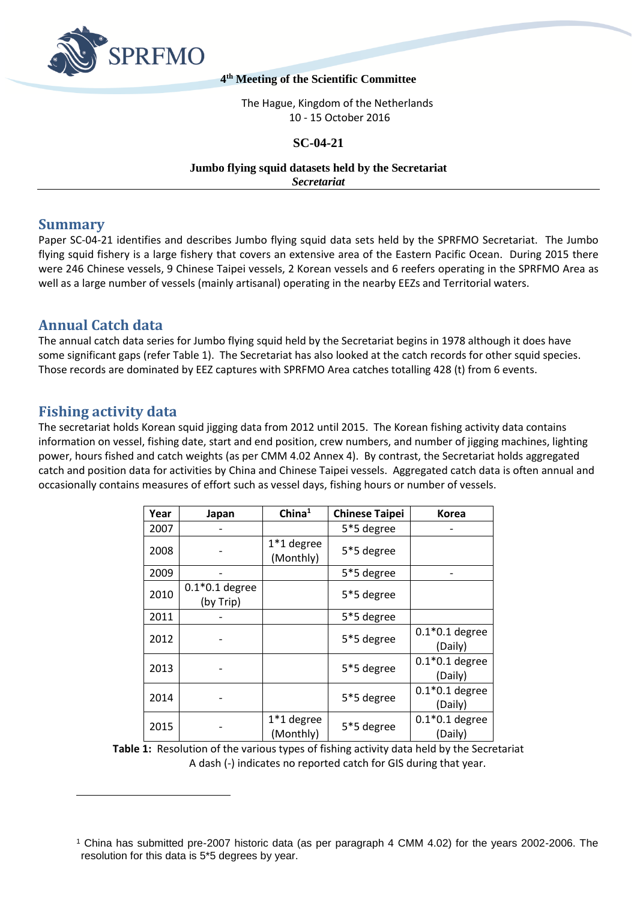**4th Meeting of the Scientific Committee**

The Hague, Kingdom of the Netherlands
10 - 15 October 2016

**SC-04-21**

**Jumbo flying squid datasets held by the Secretariat**
***Secretariat***

## Summary

Paper SC-04-21 identifies and describes Jumbo flying squid data sets held by the SPRFMO Secretariat. The Jumbo flying squid fishery is a large fishery that covers an extensive area of the Eastern Pacific Ocean. During 2015 there were 246 Chinese vessels, 9 Chinese Taipei vessels, 2 Korean vessels and 6 reefers operating in the SPRFMO Area as well as a large number of vessels (mainly artisanal) operating in the nearby EEZs and Territorial waters.

## Annual Catch data

The annual catch data series for Jumbo flying squid held by the Secretariat begins in 1978 although it does have some significant gaps (refer Table 1). The Secretariat has also looked at the catch records for other squid species. Those records are dominated by EEZ captures with SPRFMO Area catches totalling 428 (t) from 6 events.

## Fishing activity data

The secretariat holds Korean squid jigging data from 2012 until 2015. The Korean fishing activity data contains information on vessel, fishing date, start and end position, crew numbers, and number of jigging machines, lighting power, hours fished and catch weights (as per CMM 4.02 Annex 4). By contrast, the Secretariat holds aggregated catch and position data for activities by China and Chinese Taipei vessels. Aggregated catch data is often annual and occasionally contains measures of effort such as vessel days, fishing hours or number of vessels.

| Year | Japan | China[1] | Chinese Taipei | Korea |
|---|---|---|---|---|
| 2007 | - | | 5*5 degree | - |
| 2008 | - | 1*1 degree (Monthly) | 5*5 degree | |
| 2009 | - | | 5*5 degree | - |
| 2010 | 0.1*0.1 degree (by Trip) | | 5*5 degree | |
| 2011 | - | | 5*5 degree | |
| 2012 | - | | 5*5 degree | 0.1*0.1 degree (Daily) |
| 2013 | - | | 5*5 degree | 0.1*0.1 degree (Daily) |
| 2014 | - | | 5*5 degree | 0.1*0.1 degree (Daily) |
| 2015 | - | 1*1 degree (Monthly) | 5*5 degree | 0.1*0.1 degree (Daily) |

**Table 1:** Resolution of the various types of fishing activity data held by the Secretariat
A dash (-) indicates no reported catch for GIS during that year.

[1] China has submitted pre-2007 historic data (as per paragraph 4 CMM 4.02) for the years 2002-2006. The resolution for this data is 5*5 degrees by year.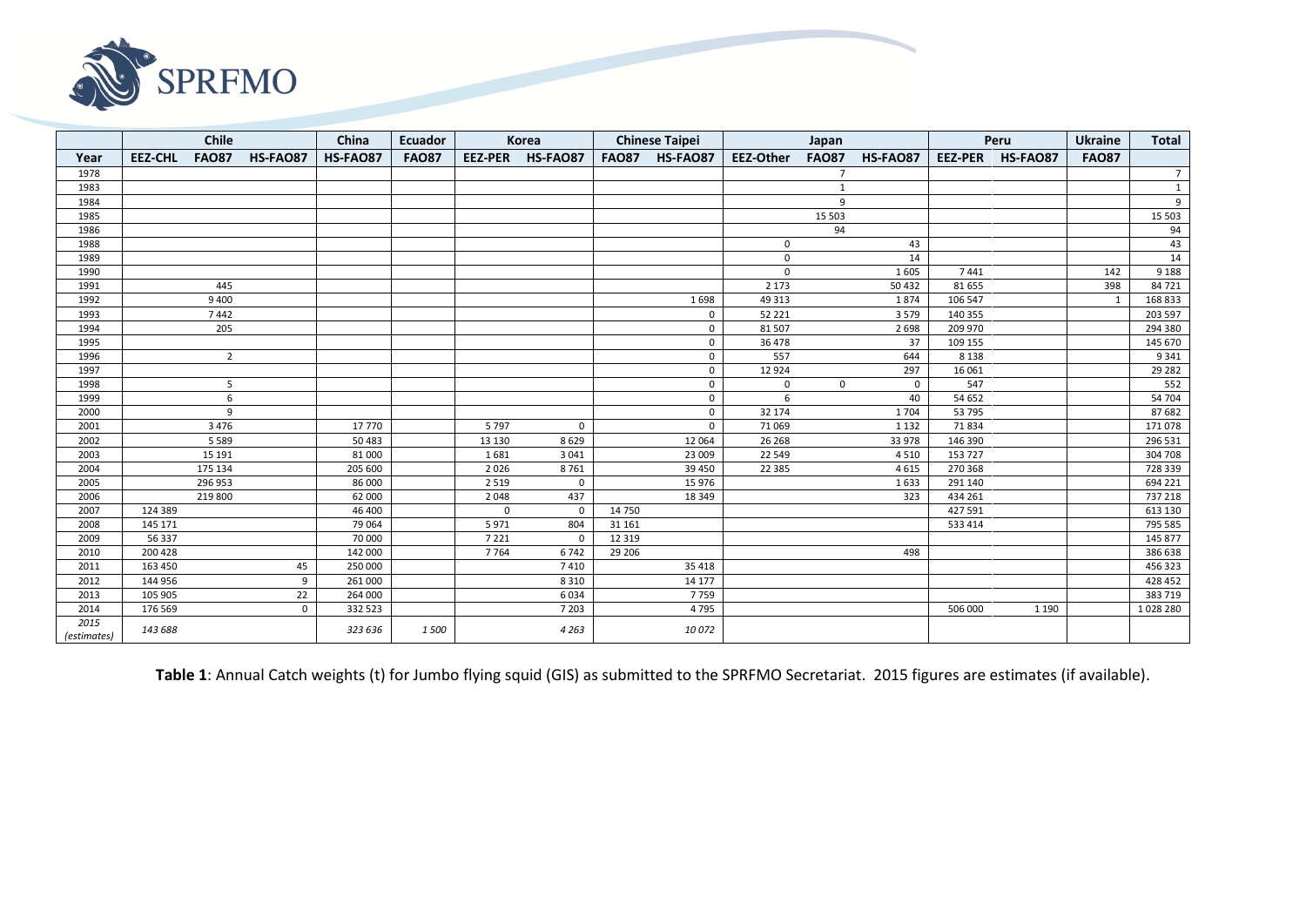| | Chile | | | China | Ecuador | Korea | | Chinese Taipei | | Japan | | | Peru | | Ukraine | Total |
|---|---|---|---|---|---|---|---|---|---|---|---|---|---|---|---|---|
| **Year** | **EEZ-CHL** | **FAO87** | **HS-FAO87** | **HS-FAO87** | **FAO87** | **EEZ-PER** | **HS-FAO87** | **FAO87** | **HS-FAO87** | **EEZ-Other** | **FAO87** | **HS-FAO87** | **EEZ-PER** | **HS-FAO87** | **FAO87** | |
| 1978 | | | | | | | | | | | 7 | | | | | 7 |
| 1983 | | | | | | | | | | | 1 | | | | | 1 |
| 1984 | | | | | | | | | | | 9 | | | | | 9 |
| 1985 | | | | | | | | | | | 15 503 | | | | | 15 503 |
| 1986 | | | | | | | | | | | 94 | | | | | 94 |
| 1988 | | | | | | | | | | 0 | | 43 | | | | 43 |
| 1989 | | | | | | | | | | 0 | | 14 | | | | 14 |
| 1990 | | | | | | | | | | 0 | | 1 605 | 7 441 | | 142 | 9 188 |
| 1991 | | 445 | | | | | | | | 2 173 | | 50 432 | 81 655 | | 398 | 84 721 |
| 1992 | | 9 400 | | | | | | | 1 698 | 49 313 | | 1 874 | 106 547 | | 1 | 168 833 |
| 1993 | | 7 442 | | | | | | | 0 | 52 221 | | 3 579 | 140 355 | | | 203 597 |
| 1994 | | 205 | | | | | | | 0 | 81 507 | | 2 698 | 209 970 | | | 294 380 |
| 1995 | | | | | | | | | 0 | 36 478 | | 37 | 109 155 | | | 145 670 |
| 1996 | | 2 | | | | | | | 0 | 557 | | 644 | 8 138 | | | 9 341 |
| 1997 | | | | | | | | | 0 | 12 924 | | 297 | 16 061 | | | 29 282 |
| 1998 | | 5 | | | | | | | 0 | 0 | 0 | 0 | 547 | | | 552 |
| 1999 | | 6 | | | | | | | 0 | 6 | | 40 | 54 652 | | | 54 704 |
| 2000 | | 9 | | | | | | | 0 | 32 174 | | 1 704 | 53 795 | | | 87 682 |
| 2001 | | 3 476 | | 17 770 | | 5 797 | 0 | | 0 | 71 069 | | 1 132 | 71 834 | | | 171 078 |
| 2002 | | 5 589 | | 50 483 | | 13 130 | 8 629 | | 12 064 | 26 268 | | 33 978 | 146 390 | | | 296 531 |
| 2003 | | 15 191 | | 81 000 | | 1 681 | 3 041 | | 23 009 | 22 549 | | 4 510 | 153 727 | | | 304 708 |
| 2004 | | 175 134 | | 205 600 | | 2 026 | 8 761 | | 39 450 | 22 385 | | 4 615 | 270 368 | | | 728 339 |
| 2005 | | 296 953 | | 86 000 | | 2 519 | 0 | | 15 976 | | | 1 633 | 291 140 | | | 694 221 |
| 2006 | | 219 800 | | 62 000 | | 2 048 | 437 | | 18 349 | | | 323 | 434 261 | | | 737 218 |
| 2007 | 124 389 | | | 46 400 | | 0 | 0 | 14 750 | | | | | 427 591 | | | 613 130 |
| 2008 | 145 171 | | | 79 064 | | 5 971 | 804 | 31 161 | | | | | 533 414 | | | 795 585 |
| 2009 | 56 337 | | | 70 000 | | 7 221 | 0 | 12 319 | | | | | | | | 145 877 |
| 2010 | 200 428 | | | 142 000 | | 7 764 | 6 742 | 29 206 | | | | 498 | | | | 386 638 |
| 2011 | 163 450 | | 45 | 250 000 | | | 7 410 | | 35 418 | | | | | | | 456 323 |
| 2012 | 144 956 | | 9 | 261 000 | | | 8 310 | | 14 177 | | | | | | | 428 452 |
| 2013 | 105 905 | | 22 | 264 000 | | | 6 034 | | 7 759 | | | | | | | 383 719 |
| 2014 | 176 569 | | 0 | 332 523 | | | 7 203 | | 4 795 | | | | 506 000 | 1 190 | | 1 028 280 |
| *2015 (estimates)* | *143 688* | | | *323 636* | *1 500* | | *4 263* | | *10 072* | | | | | | | |

**Table 1**: Annual Catch weights (t) for Jumbo flying squid (GIS) as submitted to the SPRFMO Secretariat. 2015 figures are estimates (if available).